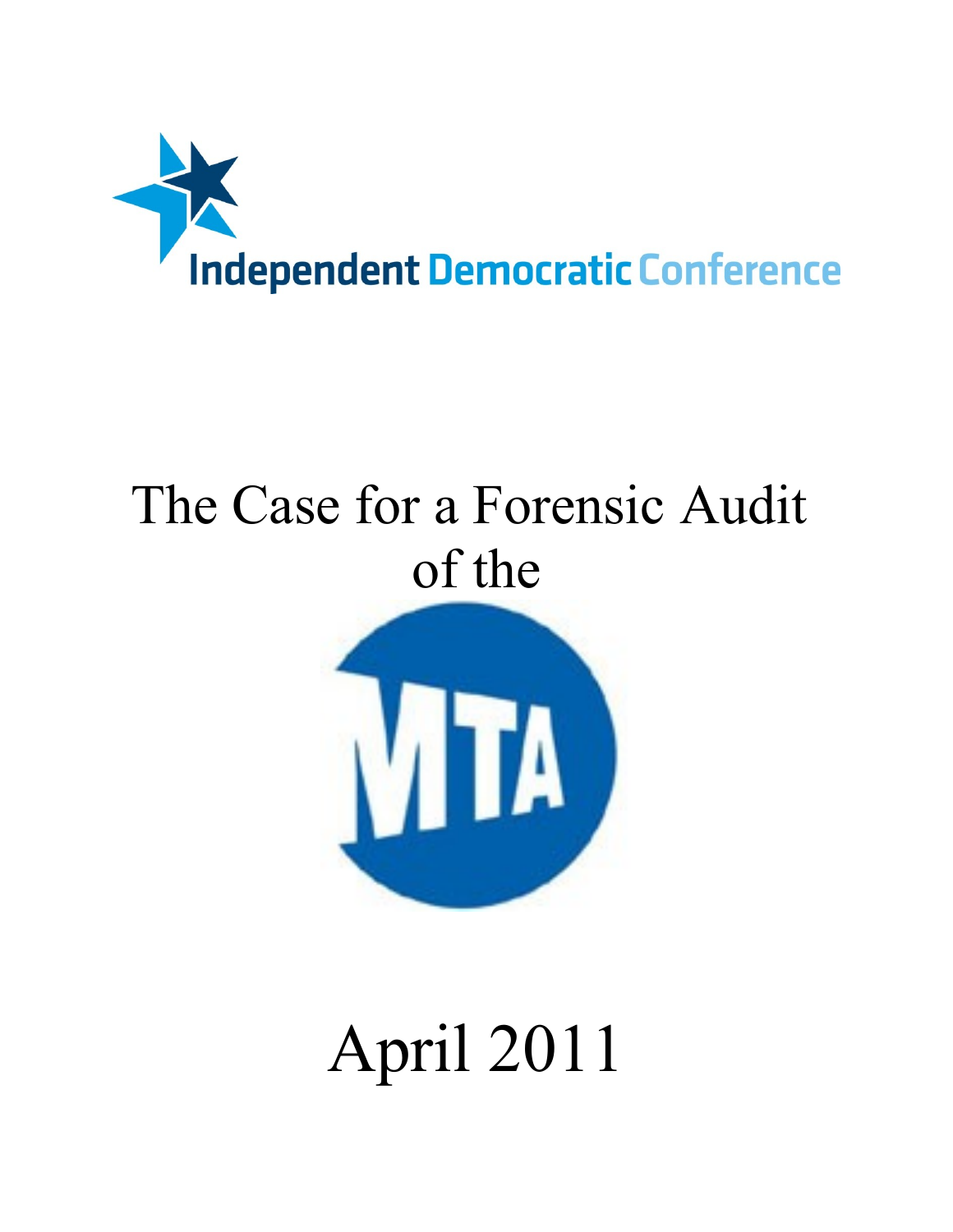Independent Democratic Conference

# The Case for a Forensic Audit of the

MTA

# April 2011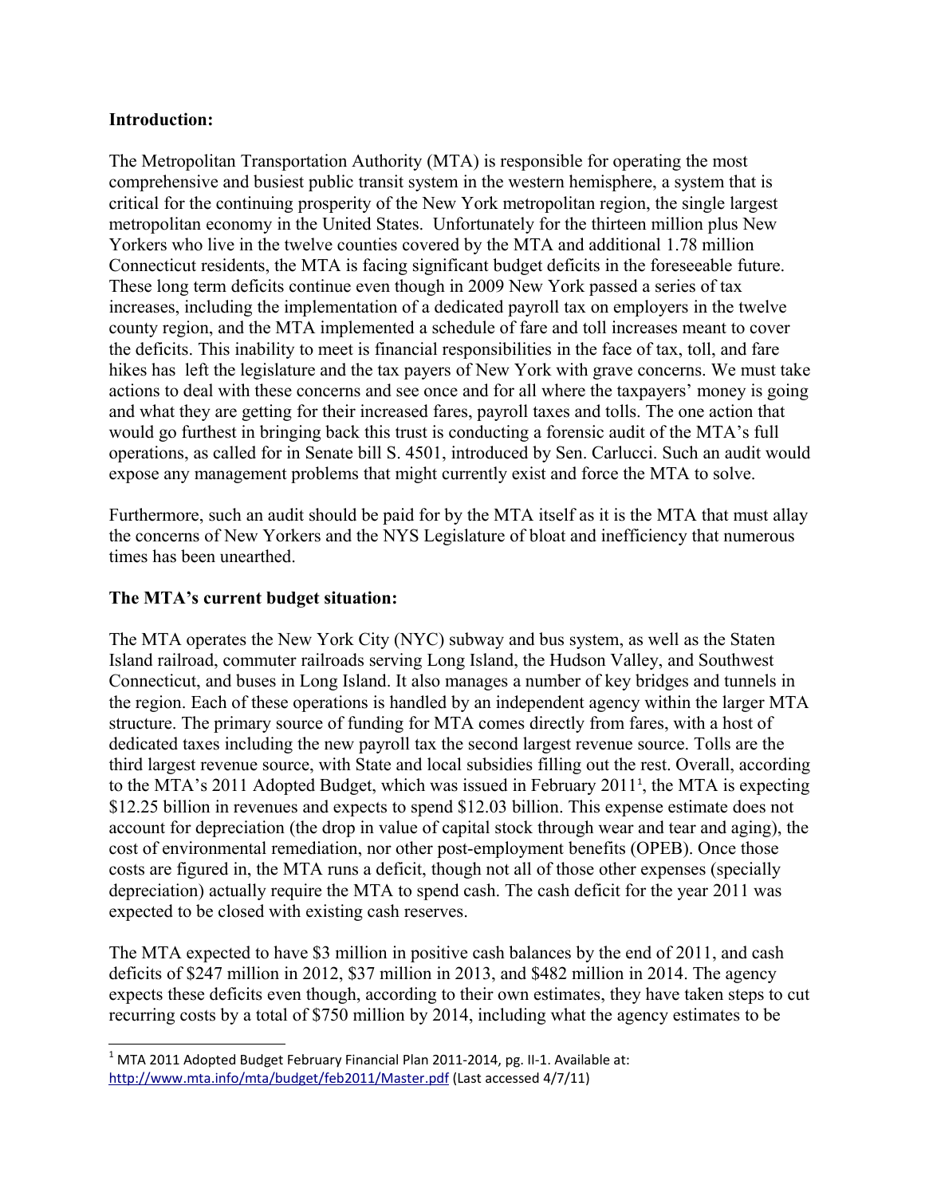**Introduction:**

The Metropolitan Transportation Authority (MTA) is responsible for operating the most comprehensive and busiest public transit system in the western hemisphere, a system that is critical for the continuing prosperity of the New York metropolitan region, the single largest metropolitan economy in the United States. Unfortunately for the thirteen million plus New Yorkers who live in the twelve counties covered by the MTA and additional 1.78 million Connecticut residents, the MTA is facing significant budget deficits in the foreseeable future. These long term deficits continue even though in 2009 New York passed a series of tax increases, including the implementation of a dedicated payroll tax on employers in the twelve county region, and the MTA implemented a schedule of fare and toll increases meant to cover the deficits. This inability to meet is financial responsibilities in the face of tax, toll, and fare hikes has left the legislature and the tax payers of New York with grave concerns. We must take actions to deal with these concerns and see once and for all where the taxpayers' money is going and what they are getting for their increased fares, payroll taxes and tolls. The one action that would go furthest in bringing back this trust is conducting a forensic audit of the MTA's full operations, as called for in Senate bill S. 4501, introduced by Sen. Carlucci. Such an audit would expose any management problems that might currently exist and force the MTA to solve.

Furthermore, such an audit should be paid for by the MTA itself as it is the MTA that must allay the concerns of New Yorkers and the NYS Legislature of bloat and inefficiency that numerous times has been unearthed.

**The MTA's current budget situation:**

The MTA operates the New York City (NYC) subway and bus system, as well as the Staten Island railroad, commuter railroads serving Long Island, the Hudson Valley, and Southwest Connecticut, and buses in Long Island. It also manages a number of key bridges and tunnels in the region. Each of these operations is handled by an independent agency within the larger MTA structure. The primary source of funding for MTA comes directly from fares, with a host of dedicated taxes including the new payroll tax the second largest revenue source. Tolls are the third largest revenue source, with State and local subsidies filling out the rest. Overall, according to the MTA's 2011 Adopted Budget, which was issued in February 2011[1], the MTA is expecting $12.25 billion in revenues and expects to spend $12.03 billion. This expense estimate does not account for depreciation (the drop in value of capital stock through wear and tear and aging), the cost of environmental remediation, nor other post-employment benefits (OPEB). Once those costs are figured in, the MTA runs a deficit, though not all of those other expenses (specially depreciation) actually require the MTA to spend cash. The cash deficit for the year 2011 was expected to be closed with existing cash reserves.

The MTA expected to have $3 million in positive cash balances by the end of 2011, and cash deficits of $247 million in 2012, $37 million in 2013, and $482 million in 2014. The agency expects these deficits even though, according to their own estimates, they have taken steps to cut recurring costs by a total of $750 million by 2014, including what the agency estimates to be

[1] MTA 2011 Adopted Budget February Financial Plan 2011-2014, pg. II-1. Available at: http://www.mta.info/mta/budget/feb2011/Master.pdf (Last accessed 4/7/11)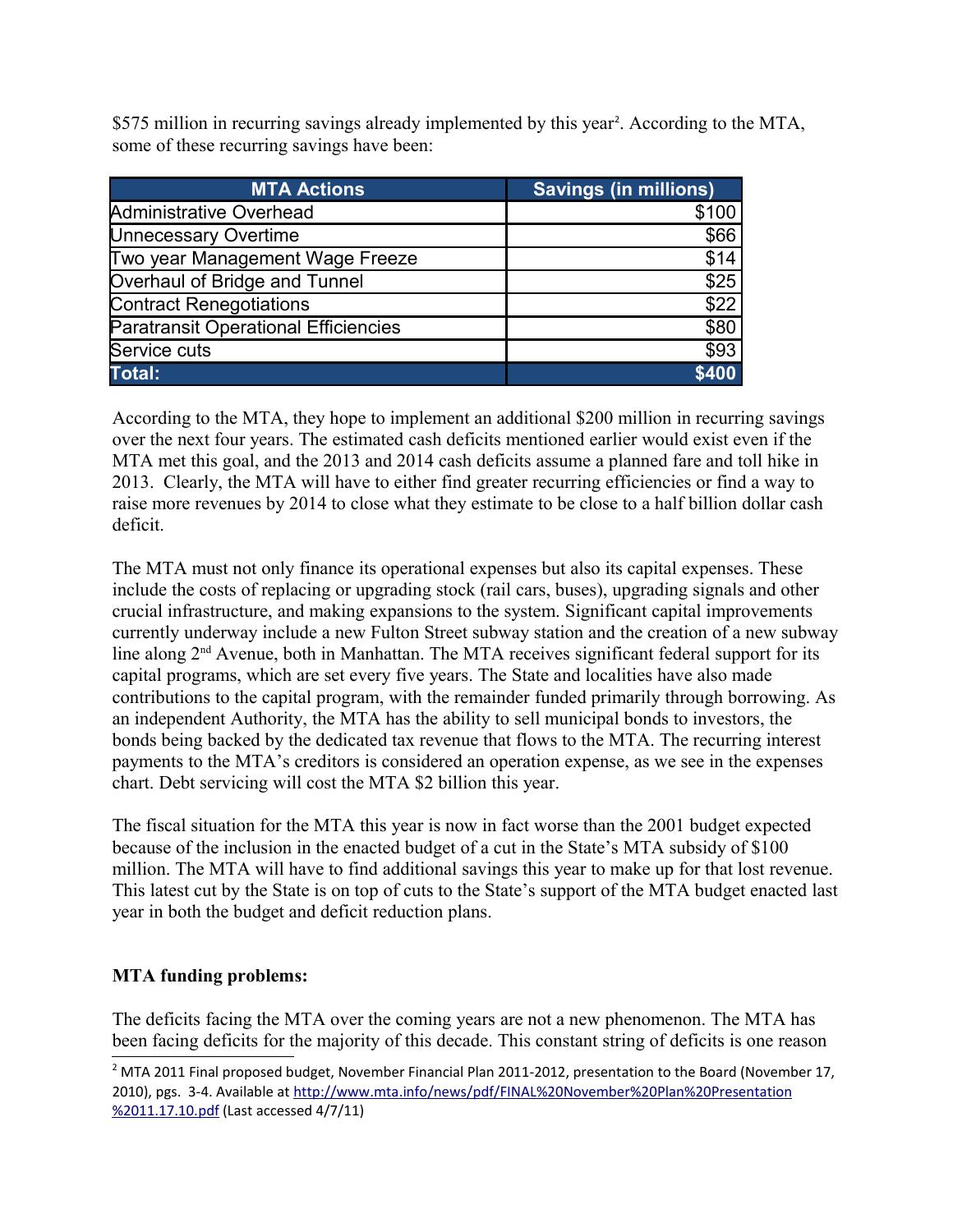$575 million in recurring savings already implemented by this year[2]. According to the MTA, some of these recurring savings have been:

| MTA Actions | Savings (in millions) |
|---|---|
| Administrative Overhead | $100 |
| Unnecessary Overtime | $66 |
| Two year Management Wage Freeze | $14 |
| Overhaul of Bridge and Tunnel | $25 |
| Contract Renegotiations | $22 |
| Paratransit Operational Efficiencies | $80 |
| Service cuts | $93 |
| **Total:** | **$400** |

According to the MTA, they hope to implement an additional $200 million in recurring savings over the next four years. The estimated cash deficits mentioned earlier would exist even if the MTA met this goal, and the 2013 and 2014 cash deficits assume a planned fare and toll hike in 2013. Clearly, the MTA will have to either find greater recurring efficiencies or find a way to raise more revenues by 2014 to close what they estimate to be close to a half billion dollar cash deficit.

The MTA must not only finance its operational expenses but also its capital expenses. These include the costs of replacing or upgrading stock (rail cars, buses), upgrading signals and other crucial infrastructure, and making expansions to the system. Significant capital improvements currently underway include a new Fulton Street subway station and the creation of a new subway line along 2nd Avenue, both in Manhattan. The MTA receives significant federal support for its capital programs, which are set every five years. The State and localities have also made contributions to the capital program, with the remainder funded primarily through borrowing. As an independent Authority, the MTA has the ability to sell municipal bonds to investors, the bonds being backed by the dedicated tax revenue that flows to the MTA. The recurring interest payments to the MTA's creditors is considered an operation expense, as we see in the expenses chart. Debt servicing will cost the MTA $2 billion this year.

The fiscal situation for the MTA this year is now in fact worse than the 2001 budget expected because of the inclusion in the enacted budget of a cut in the State's MTA subsidy of $100 million. The MTA will have to find additional savings this year to make up for that lost revenue. This latest cut by the State is on top of cuts to the State's support of the MTA budget enacted last year in both the budget and deficit reduction plans.

**MTA funding problems:**

The deficits facing the MTA over the coming years are not a new phenomenon. The MTA has been facing deficits for the majority of this decade. This constant string of deficits is one reason

[2] MTA 2011 Final proposed budget, November Financial Plan 2011-2012, presentation to the Board (November 17, 2010), pgs. 3-4. Available at http://www.mta.info/news/pdf/FINAL%20November%20Plan%20Presentation%2011.17.10.pdf (Last accessed 4/7/11)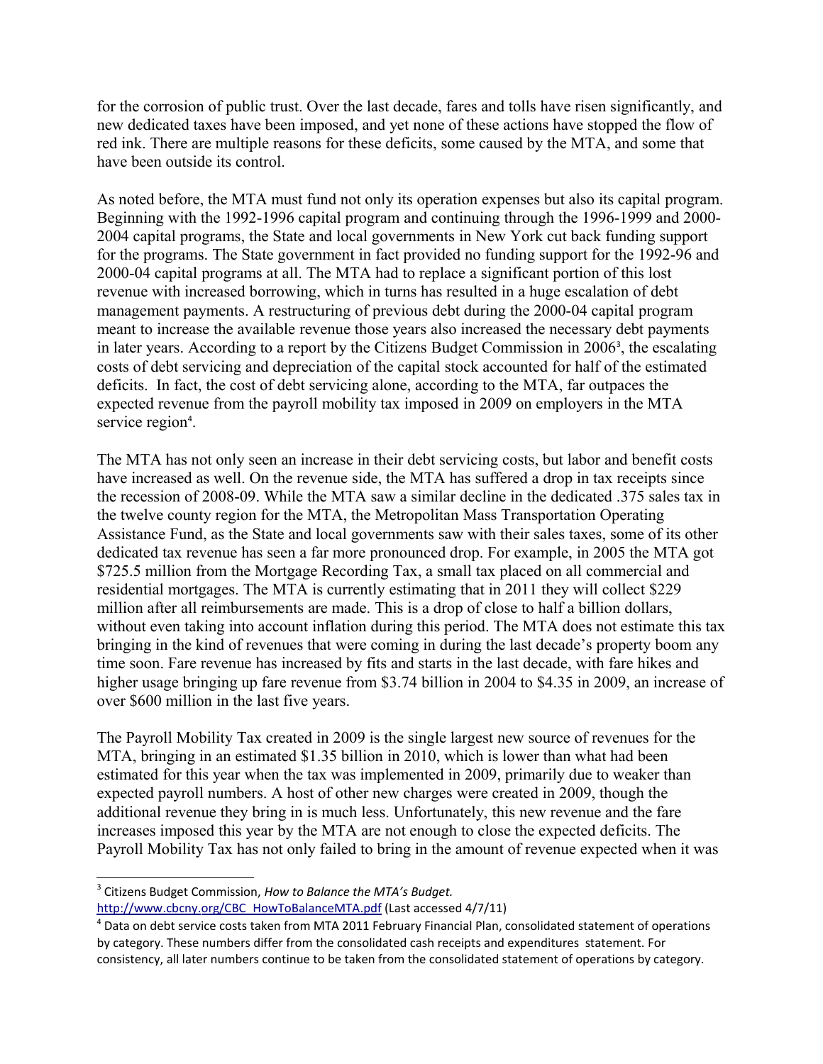for the corrosion of public trust. Over the last decade, fares and tolls have risen significantly, and new dedicated taxes have been imposed, and yet none of these actions have stopped the flow of red ink. There are multiple reasons for these deficits, some caused by the MTA, and some that have been outside its control.

As noted before, the MTA must fund not only its operation expenses but also its capital program. Beginning with the 1992-1996 capital program and continuing through the 1996-1999 and 2000-2004 capital programs, the State and local governments in New York cut back funding support for the programs. The State government in fact provided no funding support for the 1992-96 and 2000-04 capital programs at all. The MTA had to replace a significant portion of this lost revenue with increased borrowing, which in turns has resulted in a huge escalation of debt management payments. A restructuring of previous debt during the 2000-04 capital program meant to increase the available revenue those years also increased the necessary debt payments in later years. According to a report by the Citizens Budget Commission in 2006[3], the escalating costs of debt servicing and depreciation of the capital stock accounted for half of the estimated deficits. In fact, the cost of debt servicing alone, according to the MTA, far outpaces the expected revenue from the payroll mobility tax imposed in 2009 on employers in the MTA service region[4].

The MTA has not only seen an increase in their debt servicing costs, but labor and benefit costs have increased as well. On the revenue side, the MTA has suffered a drop in tax receipts since the recession of 2008-09. While the MTA saw a similar decline in the dedicated .375 sales tax in the twelve county region for the MTA, the Metropolitan Mass Transportation Operating Assistance Fund, as the State and local governments saw with their sales taxes, some of its other dedicated tax revenue has seen a far more pronounced drop. For example, in 2005 the MTA got $725.5 million from the Mortgage Recording Tax, a small tax placed on all commercial and residential mortgages. The MTA is currently estimating that in 2011 they will collect $229 million after all reimbursements are made. This is a drop of close to half a billion dollars, without even taking into account inflation during this period. The MTA does not estimate this tax bringing in the kind of revenues that were coming in during the last decade's property boom any time soon. Fare revenue has increased by fits and starts in the last decade, with fare hikes and higher usage bringing up fare revenue from $3.74 billion in 2004 to $4.35 in 2009, an increase of over $600 million in the last five years.

The Payroll Mobility Tax created in 2009 is the single largest new source of revenues for the MTA, bringing in an estimated $1.35 billion in 2010, which is lower than what had been estimated for this year when the tax was implemented in 2009, primarily due to weaker than expected payroll numbers. A host of other new charges were created in 2009, though the additional revenue they bring in is much less. Unfortunately, this new revenue and the fare increases imposed this year by the MTA are not enough to close the expected deficits. The Payroll Mobility Tax has not only failed to bring in the amount of revenue expected when it was

---

[3] Citizens Budget Commission, *How to Balance the MTA's Budget.* http://www.cbcny.org/CBC_HowToBalanceMTA.pdf (Last accessed 4/7/11)

[4] Data on debt service costs taken from MTA 2011 February Financial Plan, consolidated statement of operations by category. These numbers differ from the consolidated cash receipts and expenditures statement. For consistency, all later numbers continue to be taken from the consolidated statement of operations by category.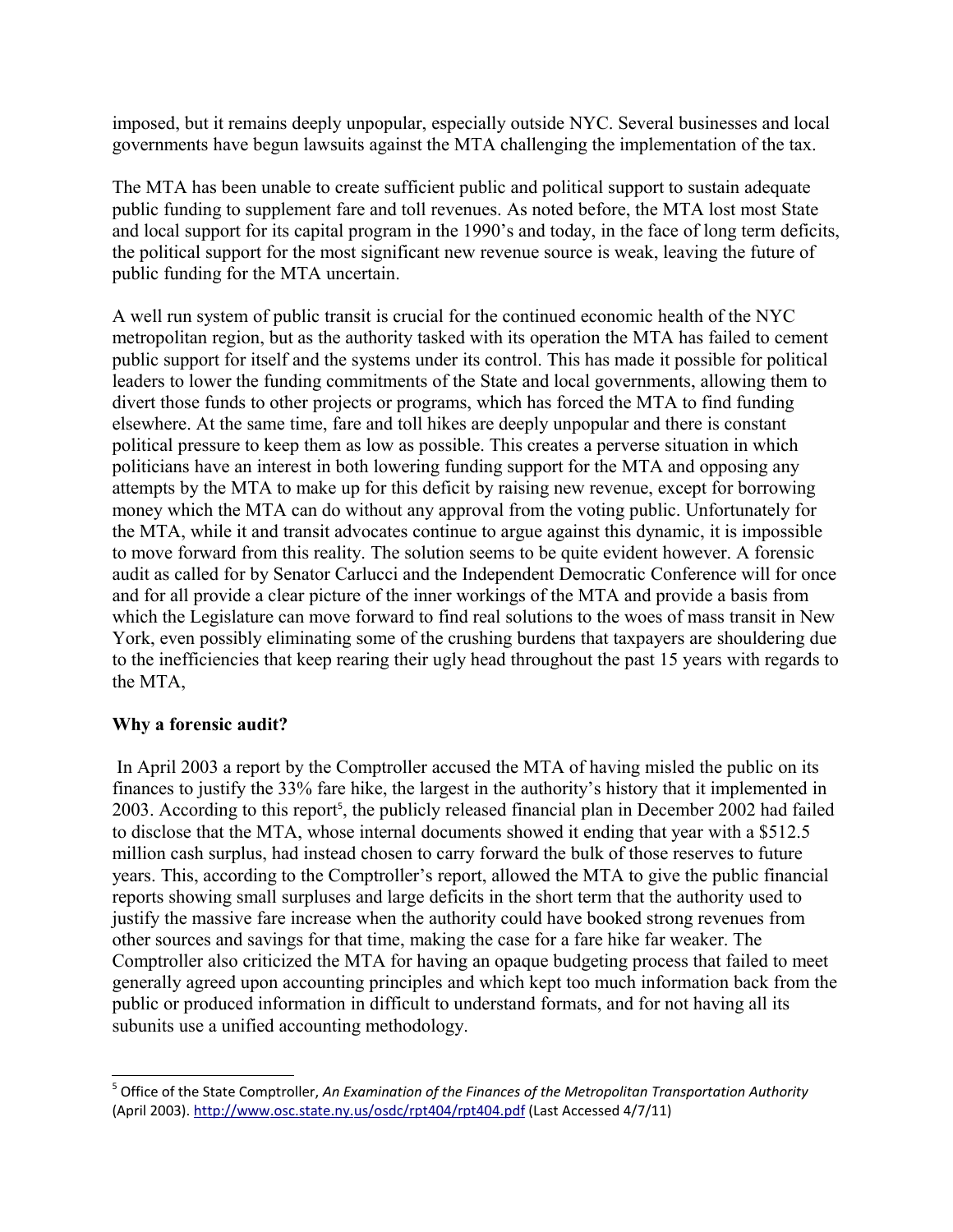imposed, but it remains deeply unpopular, especially outside NYC. Several businesses and local governments have begun lawsuits against the MTA challenging the implementation of the tax.

The MTA has been unable to create sufficient public and political support to sustain adequate public funding to supplement fare and toll revenues. As noted before, the MTA lost most State and local support for its capital program in the 1990's and today, in the face of long term deficits, the political support for the most significant new revenue source is weak, leaving the future of public funding for the MTA uncertain.

A well run system of public transit is crucial for the continued economic health of the NYC metropolitan region, but as the authority tasked with its operation the MTA has failed to cement public support for itself and the systems under its control. This has made it possible for political leaders to lower the funding commitments of the State and local governments, allowing them to divert those funds to other projects or programs, which has forced the MTA to find funding elsewhere. At the same time, fare and toll hikes are deeply unpopular and there is constant political pressure to keep them as low as possible. This creates a perverse situation in which politicians have an interest in both lowering funding support for the MTA and opposing any attempts by the MTA to make up for this deficit by raising new revenue, except for borrowing money which the MTA can do without any approval from the voting public. Unfortunately for the MTA, while it and transit advocates continue to argue against this dynamic, it is impossible to move forward from this reality. The solution seems to be quite evident however. A forensic audit as called for by Senator Carlucci and the Independent Democratic Conference will for once and for all provide a clear picture of the inner workings of the MTA and provide a basis from which the Legislature can move forward to find real solutions to the woes of mass transit in New York, even possibly eliminating some of the crushing burdens that taxpayers are shouldering due to the inefficiencies that keep rearing their ugly head throughout the past 15 years with regards to the MTA,

**Why a forensic audit?**

In April 2003 a report by the Comptroller accused the MTA of having misled the public on its finances to justify the 33% fare hike, the largest in the authority's history that it implemented in 2003. According to this report[5], the publicly released financial plan in December 2002 had failed to disclose that the MTA, whose internal documents showed it ending that year with a $512.5 million cash surplus, had instead chosen to carry forward the bulk of those reserves to future years. This, according to the Comptroller's report, allowed the MTA to give the public financial reports showing small surpluses and large deficits in the short term that the authority used to justify the massive fare increase when the authority could have booked strong revenues from other sources and savings for that time, making the case for a fare hike far weaker. The Comptroller also criticized the MTA for having an opaque budgeting process that failed to meet generally agreed upon accounting principles and which kept too much information back from the public or produced information in difficult to understand formats, and for not having all its subunits use a unified accounting methodology.

[5] Office of the State Comptroller, *An Examination of the Finances of the Metropolitan Transportation Authority* (April 2003). http://www.osc.state.ny.us/osdc/rpt404/rpt404.pdf (Last Accessed 4/7/11)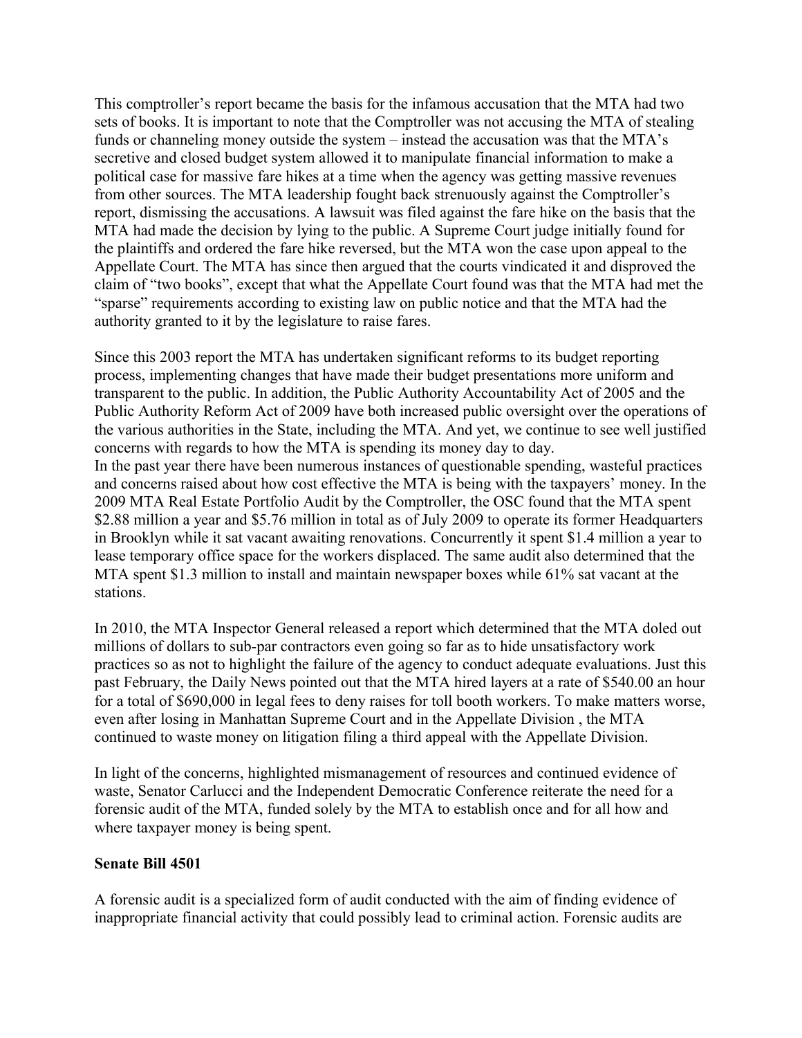This comptroller's report became the basis for the infamous accusation that the MTA had two sets of books. It is important to note that the Comptroller was not accusing the MTA of stealing funds or channeling money outside the system – instead the accusation was that the MTA's secretive and closed budget system allowed it to manipulate financial information to make a political case for massive fare hikes at a time when the agency was getting massive revenues from other sources. The MTA leadership fought back strenuously against the Comptroller's report, dismissing the accusations. A lawsuit was filed against the fare hike on the basis that the MTA had made the decision by lying to the public. A Supreme Court judge initially found for the plaintiffs and ordered the fare hike reversed, but the MTA won the case upon appeal to the Appellate Court. The MTA has since then argued that the courts vindicated it and disproved the claim of "two books", except that what the Appellate Court found was that the MTA had met the "sparse" requirements according to existing law on public notice and that the MTA had the authority granted to it by the legislature to raise fares.

Since this 2003 report the MTA has undertaken significant reforms to its budget reporting process, implementing changes that have made their budget presentations more uniform and transparent to the public. In addition, the Public Authority Accountability Act of 2005 and the Public Authority Reform Act of 2009 have both increased public oversight over the operations of the various authorities in the State, including the MTA. And yet, we continue to see well justified concerns with regards to how the MTA is spending its money day to day.

In the past year there have been numerous instances of questionable spending, wasteful practices and concerns raised about how cost effective the MTA is being with the taxpayers' money. In the 2009 MTA Real Estate Portfolio Audit by the Comptroller, the OSC found that the MTA spent $2.88 million a year and $5.76 million in total as of July 2009 to operate its former Headquarters in Brooklyn while it sat vacant awaiting renovations. Concurrently it spent $1.4 million a year to lease temporary office space for the workers displaced. The same audit also determined that the MTA spent $1.3 million to install and maintain newspaper boxes while 61% sat vacant at the stations.

In 2010, the MTA Inspector General released a report which determined that the MTA doled out millions of dollars to sub-par contractors even going so far as to hide unsatisfactory work practices so as not to highlight the failure of the agency to conduct adequate evaluations. Just this past February, the Daily News pointed out that the MTA hired layers at a rate of $540.00 an hour for a total of $690,000 in legal fees to deny raises for toll booth workers. To make matters worse, even after losing in Manhattan Supreme Court and in the Appellate Division , the MTA continued to waste money on litigation filing a third appeal with the Appellate Division.

In light of the concerns, highlighted mismanagement of resources and continued evidence of waste, Senator Carlucci and the Independent Democratic Conference reiterate the need for a forensic audit of the MTA, funded solely by the MTA to establish once and for all how and where taxpayer money is being spent.

**Senate Bill 4501**

A forensic audit is a specialized form of audit conducted with the aim of finding evidence of inappropriate financial activity that could possibly lead to criminal action. Forensic audits are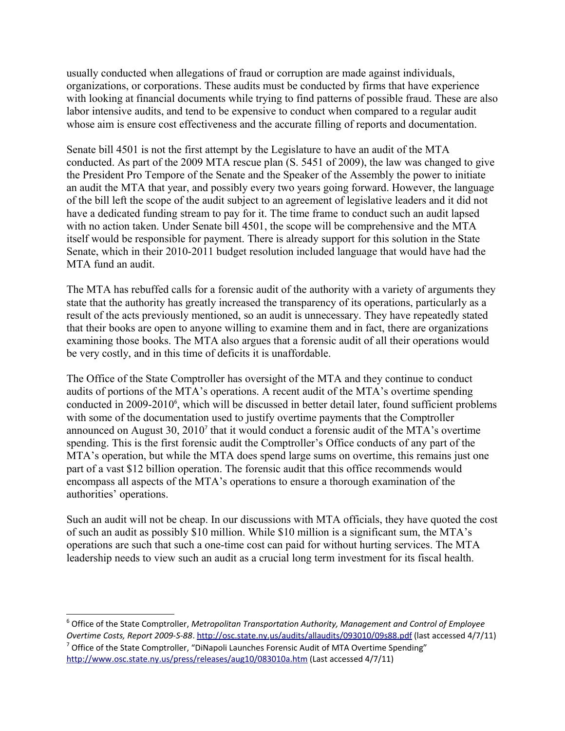usually conducted when allegations of fraud or corruption are made against individuals, organizations, or corporations. These audits must be conducted by firms that have experience with looking at financial documents while trying to find patterns of possible fraud. These are also labor intensive audits, and tend to be expensive to conduct when compared to a regular audit whose aim is ensure cost effectiveness and the accurate filling of reports and documentation.

Senate bill 4501 is not the first attempt by the Legislature to have an audit of the MTA conducted. As part of the 2009 MTA rescue plan (S. 5451 of 2009), the law was changed to give the President Pro Tempore of the Senate and the Speaker of the Assembly the power to initiate an audit the MTA that year, and possibly every two years going forward. However, the language of the bill left the scope of the audit subject to an agreement of legislative leaders and it did not have a dedicated funding stream to pay for it. The time frame to conduct such an audit lapsed with no action taken. Under Senate bill 4501, the scope will be comprehensive and the MTA itself would be responsible for payment. There is already support for this solution in the State Senate, which in their 2010-2011 budget resolution included language that would have had the MTA fund an audit.

The MTA has rebuffed calls for a forensic audit of the authority with a variety of arguments they state that the authority has greatly increased the transparency of its operations, particularly as a result of the acts previously mentioned, so an audit is unnecessary. They have repeatedly stated that their books are open to anyone willing to examine them and in fact, there are organizations examining those books. The MTA also argues that a forensic audit of all their operations would be very costly, and in this time of deficits it is unaffordable.

The Office of the State Comptroller has oversight of the MTA and they continue to conduct audits of portions of the MTA's operations. A recent audit of the MTA's overtime spending conducted in 2009-2010[6], which will be discussed in better detail later, found sufficient problems with some of the documentation used to justify overtime payments that the Comptroller announced on August 30, 2010[7] that it would conduct a forensic audit of the MTA's overtime spending. This is the first forensic audit the Comptroller's Office conducts of any part of the MTA's operation, but while the MTA does spend large sums on overtime, this remains just one part of a vast $12 billion operation. The forensic audit that this office recommends would encompass all aspects of the MTA's operations to ensure a thorough examination of the authorities' operations.

Such an audit will not be cheap. In our discussions with MTA officials, they have quoted the cost of such an audit as possibly $10 million. While $10 million is a significant sum, the MTA's operations are such that such a one-time cost can paid for without hurting services. The MTA leadership needs to view such an audit as a crucial long term investment for its fiscal health.

---

[6] Office of the State Comptroller, *Metropolitan Transportation Authority, Management and Control of Employee Overtime Costs, Report 2009-S-88*. http://osc.state.ny.us/audits/allaudits/093010/09s88.pdf (last accessed 4/7/11)

[7] Office of the State Comptroller, "DiNapoli Launches Forensic Audit of MTA Overtime Spending" http://www.osc.state.ny.us/press/releases/aug10/083010a.htm (Last accessed 4/7/11)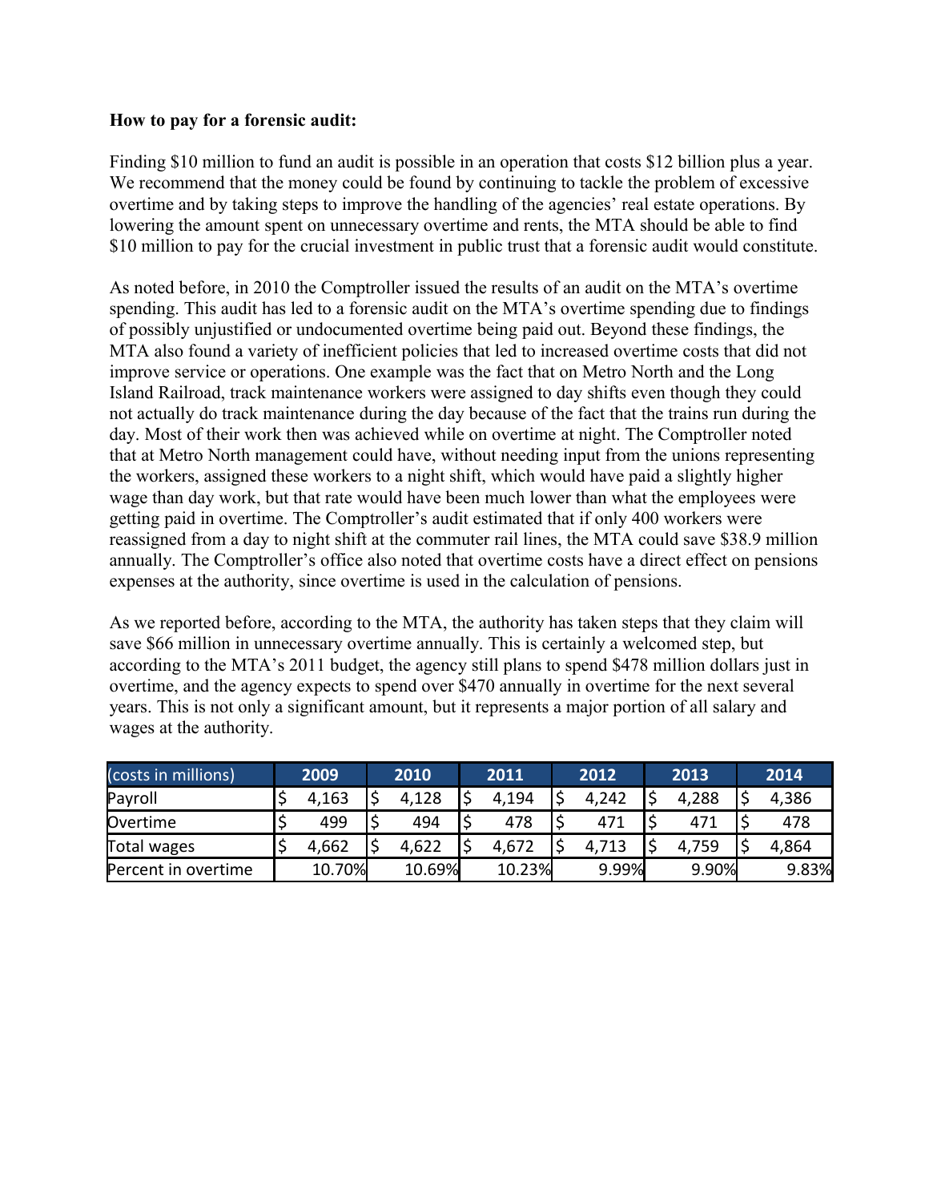**How to pay for a forensic audit:**

Finding $10 million to fund an audit is possible in an operation that costs $12 billion plus a year. We recommend that the money could be found by continuing to tackle the problem of excessive overtime and by taking steps to improve the handling of the agencies' real estate operations. By lowering the amount spent on unnecessary overtime and rents, the MTA should be able to find $10 million to pay for the crucial investment in public trust that a forensic audit would constitute.

As noted before, in 2010 the Comptroller issued the results of an audit on the MTA's overtime spending. This audit has led to a forensic audit on the MTA's overtime spending due to findings of possibly unjustified or undocumented overtime being paid out. Beyond these findings, the MTA also found a variety of inefficient policies that led to increased overtime costs that did not improve service or operations. One example was the fact that on Metro North and the Long Island Railroad, track maintenance workers were assigned to day shifts even though they could not actually do track maintenance during the day because of the fact that the trains run during the day. Most of their work then was achieved while on overtime at night. The Comptroller noted that at Metro North management could have, without needing input from the unions representing the workers, assigned these workers to a night shift, which would have paid a slightly higher wage than day work, but that rate would have been much lower than what the employees were getting paid in overtime. The Comptroller's audit estimated that if only 400 workers were reassigned from a day to night shift at the commuter rail lines, the MTA could save $38.9 million annually. The Comptroller's office also noted that overtime costs have a direct effect on pensions expenses at the authority, since overtime is used in the calculation of pensions.

As we reported before, according to the MTA, the authority has taken steps that they claim will save $66 million in unnecessary overtime annually. This is certainly a welcomed step, but according to the MTA's 2011 budget, the agency still plans to spend $478 million dollars just in overtime, and the agency expects to spend over $470 annually in overtime for the next several years. This is not only a significant amount, but it represents a major portion of all salary and wages at the authority.

| (costs in millions) | 2009 | 2010 | 2011 | 2012 | 2013 | 2014 |
|---|---|---|---|---|---|---|
| Payroll | $ 4,163 | $ 4,128 | $ 4,194 | $ 4,242 | $ 4,288 | $ 4,386 |
| Overtime | $ 499 | $ 494 | $ 478 | $ 471 | $ 471 | $ 478 |
| Total wages | $ 4,662 | $ 4,622 | $ 4,672 | $ 4,713 | $ 4,759 | $ 4,864 |
| Percent in overtime | 10.70% | 10.69% | 10.23% | 9.99% | 9.90% | 9.83% |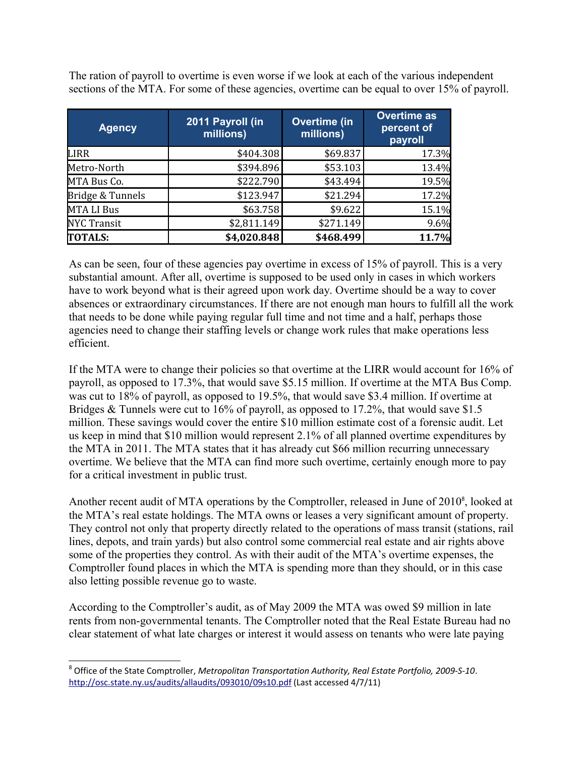The ration of payroll to overtime is even worse if we look at each of the various independent sections of the MTA. For some of these agencies, overtime can be equal to over 15% of payroll.

| Agency | 2011 Payroll (in millions) | Overtime (in millions) | Overtime as percent of payroll |
|---|---|---|---|
| LIRR | $404.308 | $69.837 | 17.3% |
| Metro-North | $394.896 | $53.103 | 13.4% |
| MTA Bus Co. | $222.790 | $43.494 | 19.5% |
| Bridge & Tunnels | $123.947 | $21.294 | 17.2% |
| MTA LI Bus | $63.758 | $9.622 | 15.1% |
| NYC Transit | $2,811.149 | $271.149 | 9.6% |
| **TOTALS:** | **$4,020.848** | **$468.499** | **11.7%** |

As can be seen, four of these agencies pay overtime in excess of 15% of payroll. This is a very substantial amount. After all, overtime is supposed to be used only in cases in which workers have to work beyond what is their agreed upon work day. Overtime should be a way to cover absences or extraordinary circumstances. If there are not enough man hours to fulfill all the work that needs to be done while paying regular full time and not time and a half, perhaps those agencies need to change their staffing levels or change work rules that make operations less efficient.

If the MTA were to change their policies so that overtime at the LIRR would account for 16% of payroll, as opposed to 17.3%, that would save $5.15 million. If overtime at the MTA Bus Comp. was cut to 18% of payroll, as opposed to 19.5%, that would save $3.4 million. If overtime at Bridges & Tunnels were cut to 16% of payroll, as opposed to 17.2%, that would save $1.5 million. These savings would cover the entire $10 million estimate cost of a forensic audit. Let us keep in mind that $10 million would represent 2.1% of all planned overtime expenditures by the MTA in 2011. The MTA states that it has already cut $66 million recurring unnecessary overtime. We believe that the MTA can find more such overtime, certainly enough more to pay for a critical investment in public trust.

Another recent audit of MTA operations by the Comptroller, released in June of 2010[8], looked at the MTA's real estate holdings. The MTA owns or leases a very significant amount of property. They control not only that property directly related to the operations of mass transit (stations, rail lines, depots, and train yards) but also control some commercial real estate and air rights above some of the properties they control. As with their audit of the MTA's overtime expenses, the Comptroller found places in which the MTA is spending more than they should, or in this case also letting possible revenue go to waste.

According to the Comptroller's audit, as of May 2009 the MTA was owed $9 million in late rents from non-governmental tenants. The Comptroller noted that the Real Estate Bureau had no clear statement of what late charges or interest it would assess on tenants who were late paying

---

[8] Office of the State Comptroller, *Metropolitan Transportation Authority, Real Estate Portfolio, 2009-S-10*. http://osc.state.ny.us/audits/allaudits/093010/09s10.pdf (Last accessed 4/7/11)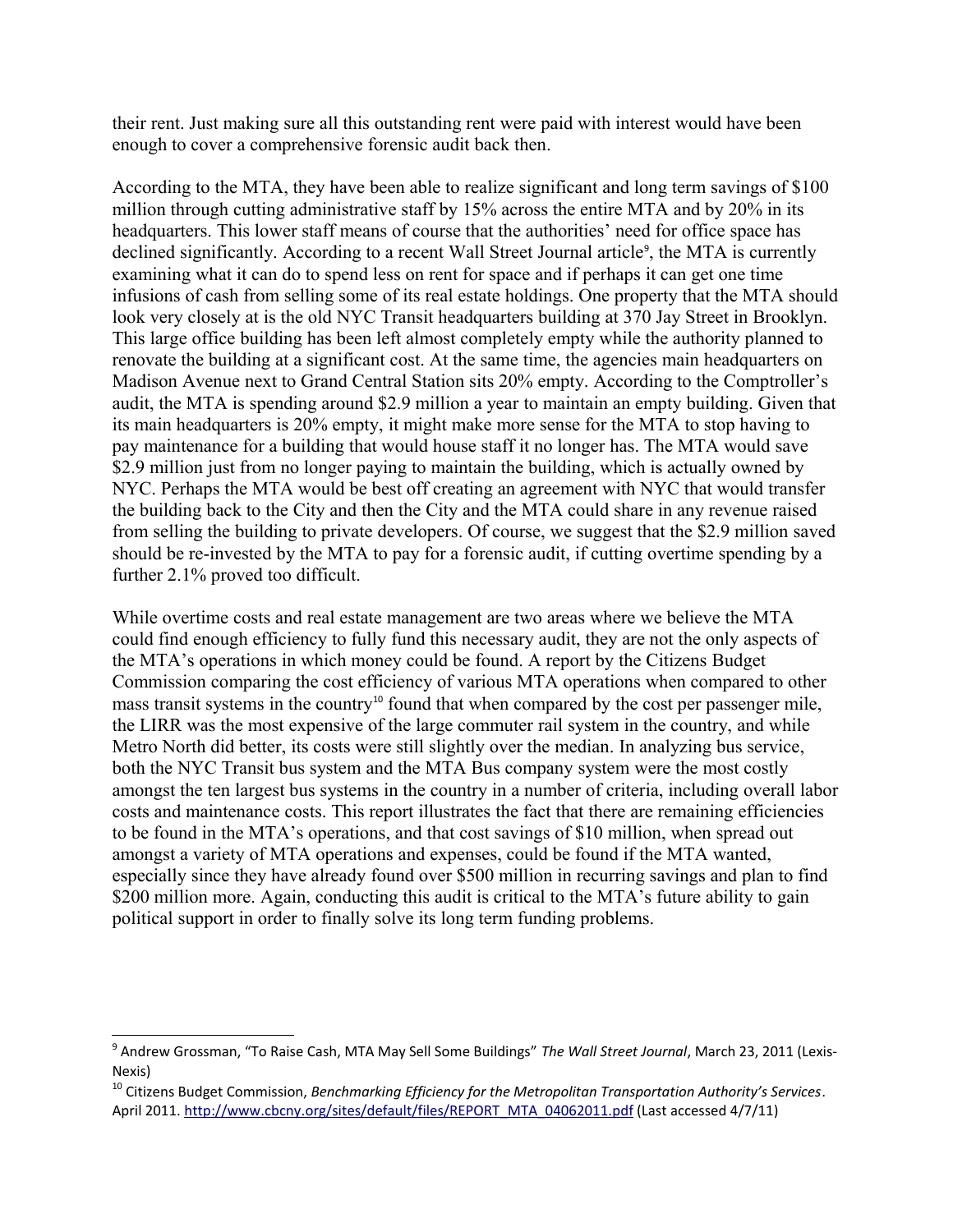their rent. Just making sure all this outstanding rent were paid with interest would have been enough to cover a comprehensive forensic audit back then.

According to the MTA, they have been able to realize significant and long term savings of $100 million through cutting administrative staff by 15% across the entire MTA and by 20% in its headquarters. This lower staff means of course that the authorities' need for office space has declined significantly. According to a recent Wall Street Journal article[9], the MTA is currently examining what it can do to spend less on rent for space and if perhaps it can get one time infusions of cash from selling some of its real estate holdings. One property that the MTA should look very closely at is the old NYC Transit headquarters building at 370 Jay Street in Brooklyn. This large office building has been left almost completely empty while the authority planned to renovate the building at a significant cost. At the same time, the agencies main headquarters on Madison Avenue next to Grand Central Station sits 20% empty. According to the Comptroller's audit, the MTA is spending around $2.9 million a year to maintain an empty building. Given that its main headquarters is 20% empty, it might make more sense for the MTA to stop having to pay maintenance for a building that would house staff it no longer has. The MTA would save $2.9 million just from no longer paying to maintain the building, which is actually owned by NYC. Perhaps the MTA would be best off creating an agreement with NYC that would transfer the building back to the City and then the City and the MTA could share in any revenue raised from selling the building to private developers. Of course, we suggest that the $2.9 million saved should be re-invested by the MTA to pay for a forensic audit, if cutting overtime spending by a further 2.1% proved too difficult.

While overtime costs and real estate management are two areas where we believe the MTA could find enough efficiency to fully fund this necessary audit, they are not the only aspects of the MTA's operations in which money could be found. A report by the Citizens Budget Commission comparing the cost efficiency of various MTA operations when compared to other mass transit systems in the country[10] found that when compared by the cost per passenger mile, the LIRR was the most expensive of the large commuter rail system in the country, and while Metro North did better, its costs were still slightly over the median. In analyzing bus service, both the NYC Transit bus system and the MTA Bus company system were the most costly amongst the ten largest bus systems in the country in a number of criteria, including overall labor costs and maintenance costs. This report illustrates the fact that there are remaining efficiencies to be found in the MTA's operations, and that cost savings of $10 million, when spread out amongst a variety of MTA operations and expenses, could be found if the MTA wanted, especially since they have already found over $500 million in recurring savings and plan to find $200 million more. Again, conducting this audit is critical to the MTA's future ability to gain political support in order to finally solve its long term funding problems.

---

[9] Andrew Grossman, "To Raise Cash, MTA May Sell Some Buildings" *The Wall Street Journal*, March 23, 2011 (Lexis-Nexis)

[10] Citizens Budget Commission, *Benchmarking Efficiency for the Metropolitan Transportation Authority's Services*. April 2011. http://www.cbcny.org/sites/default/files/REPORT_MTA_04062011.pdf (Last accessed 4/7/11)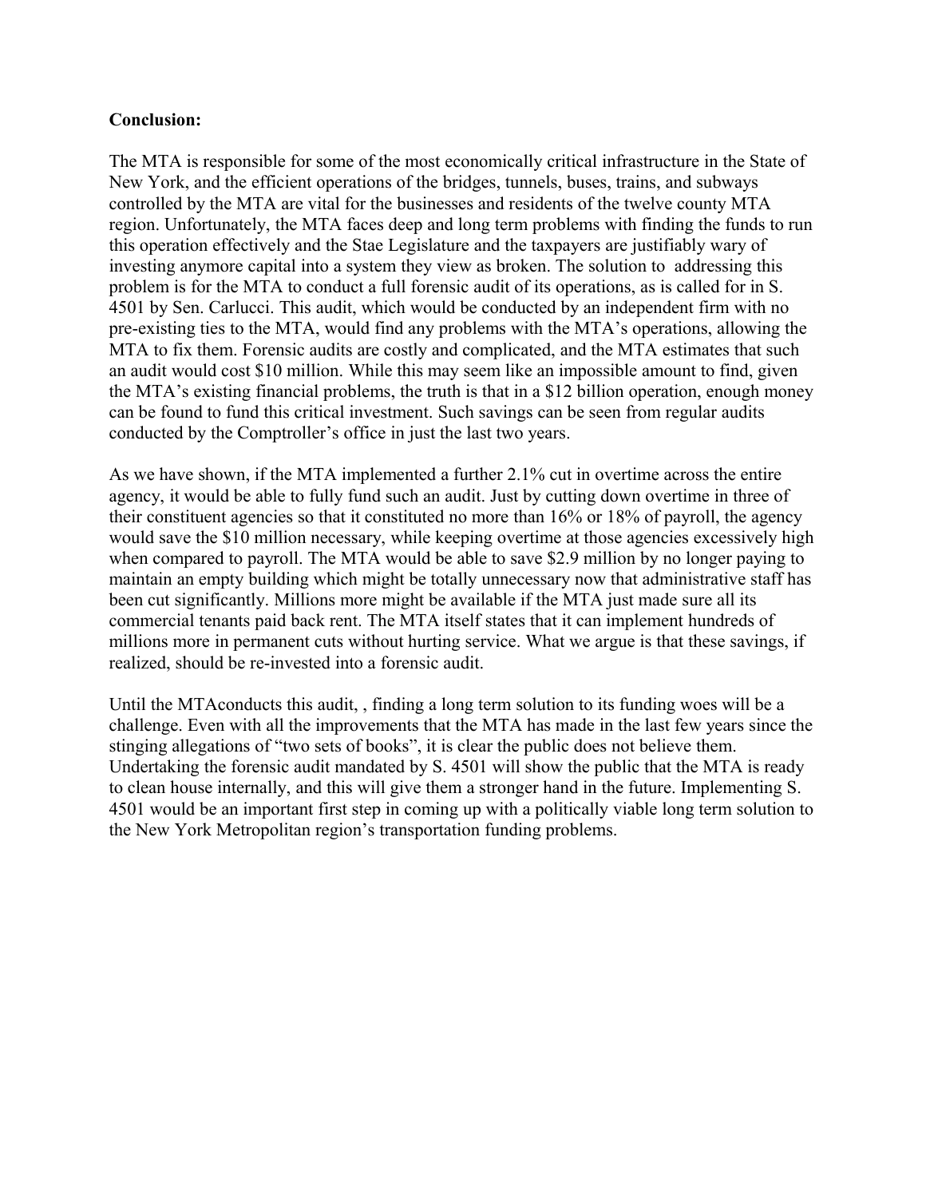**Conclusion:**

The MTA is responsible for some of the most economically critical infrastructure in the State of New York, and the efficient operations of the bridges, tunnels, buses, trains, and subways controlled by the MTA are vital for the businesses and residents of the twelve county MTA region. Unfortunately, the MTA faces deep and long term problems with finding the funds to run this operation effectively and the Stae Legislature and the taxpayers are justifiably wary of investing anymore capital into a system they view as broken. The solution to addressing this problem is for the MTA to conduct a full forensic audit of its operations, as is called for in S. 4501 by Sen. Carlucci. This audit, which would be conducted by an independent firm with no pre-existing ties to the MTA, would find any problems with the MTA's operations, allowing the MTA to fix them. Forensic audits are costly and complicated, and the MTA estimates that such an audit would cost $10 million. While this may seem like an impossible amount to find, given the MTA's existing financial problems, the truth is that in a $12 billion operation, enough money can be found to fund this critical investment. Such savings can be seen from regular audits conducted by the Comptroller's office in just the last two years.

As we have shown, if the MTA implemented a further 2.1% cut in overtime across the entire agency, it would be able to fully fund such an audit. Just by cutting down overtime in three of their constituent agencies so that it constituted no more than 16% or 18% of payroll, the agency would save the $10 million necessary, while keeping overtime at those agencies excessively high when compared to payroll. The MTA would be able to save $2.9 million by no longer paying to maintain an empty building which might be totally unnecessary now that administrative staff has been cut significantly. Millions more might be available if the MTA just made sure all its commercial tenants paid back rent. The MTA itself states that it can implement hundreds of millions more in permanent cuts without hurting service. What we argue is that these savings, if realized, should be re-invested into a forensic audit.

Until the MTAconducts this audit, , finding a long term solution to its funding woes will be a challenge. Even with all the improvements that the MTA has made in the last few years since the stinging allegations of "two sets of books", it is clear the public does not believe them. Undertaking the forensic audit mandated by S. 4501 will show the public that the MTA is ready to clean house internally, and this will give them a stronger hand in the future. Implementing S. 4501 would be an important first step in coming up with a politically viable long term solution to the New York Metropolitan region's transportation funding problems.